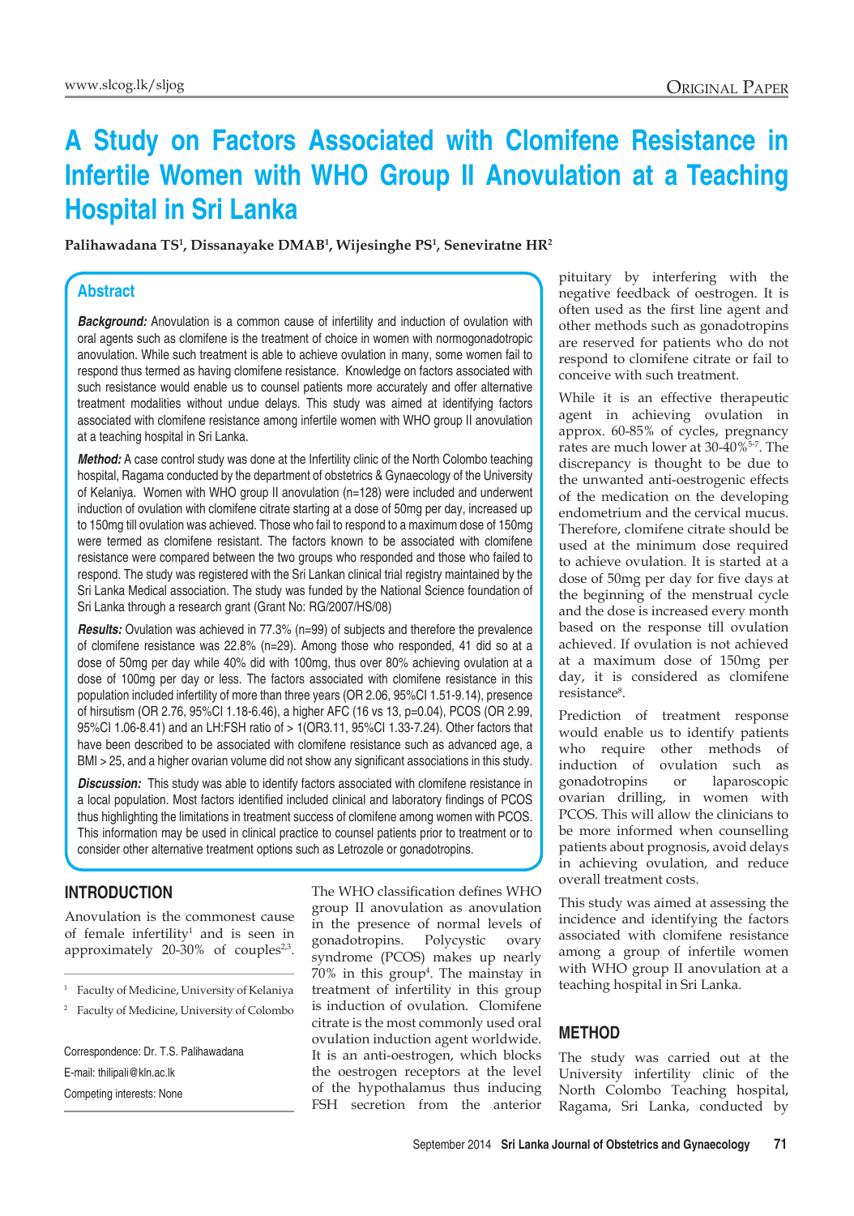# A Study on Factors Associated with Clomifene Resistance in Infertile Women with WHO Group II Anovulation at a Teaching Hospital in Sri Lanka

**Palihawadana TS[1], Dissanayake DMAB[1], Wijesinghe PS[1], Seneviratne HR[2]**

## Abstract

***Background:*** Anovulation is a common cause of infertility and induction of ovulation with oral agents such as clomifene is the treatment of choice in women with normogonadotropic anovulation. While such treatment is able to achieve ovulation in many, some women fail to respond thus termed as having clomifene resistance. Knowledge on factors associated with such resistance would enable us to counsel patients more accurately and offer alternative treatment modalities without undue delays. This study was aimed at identifying factors associated with clomifene resistance among infertile women with WHO group II anovulation at a teaching hospital in Sri Lanka.

***Method:*** A case control study was done at the Infertility clinic of the North Colombo teaching hospital, Ragama conducted by the department of obstetrics & Gynaecology of the University of Kelaniya. Women with WHO group II anovulation (n=128) were included and underwent induction of ovulation with clomifene citrate starting at a dose of 50mg per day, increased up to 150mg till ovulation was achieved. Those who fail to respond to a maximum dose of 150mg were termed as clomifene resistant. The factors known to be associated with clomifene resistance were compared between the two groups who responded and those who failed to respond. The study was registered with the Sri Lankan clinical trial registry maintained by the Sri Lanka Medical association. The study was funded by the National Science foundation of Sri Lanka through a research grant (Grant No: RG/2007/HS/08)

***Results:*** Ovulation was achieved in 77.3% (n=99) of subjects and therefore the prevalence of clomifene resistance was 22.8% (n=29). Among those who responded, 41 did so at a dose of 50mg per day while 40% did with 100mg, thus over 80% achieving ovulation at a dose of 100mg per day or less. The factors associated with clomifene resistance in this population included infertility of more than three years (OR 2.06, 95%CI 1.51-9.14), presence of hirsutism (OR 2.76, 95%CI 1.18-6.46), a higher AFC (16 vs 13, p=0.04), PCOS (OR 2.99, 95%CI 1.06-8.41) and an LH:FSH ratio of > 1(OR3.11, 95%CI 1.33-7.24). Other factors that have been described to be associated with clomifene resistance such as advanced age, a BMI > 25, and a higher ovarian volume did not show any significant associations in this study.

***Discussion:*** This study was able to identify factors associated with clomifene resistance in a local population. Most factors identified included clinical and laboratory findings of PCOS thus highlighting the limitations in treatment success of clomifene among women with PCOS. This information may be used in clinical practice to counsel patients prior to treatment or to consider other alternative treatment options such as Letrozole or gonadotropins.

## INTRODUCTION

Anovulation is the commonest cause of female infertility[1] and is seen in approximately 20-30% of couples[2,3].

[1] Faculty of Medicine, University of Kelaniya

[2] Faculty of Medicine, University of Colombo

Correspondence: Dr. T.S. Palihawadana
E-mail: thilipali@kln.ac.lk
Competing interests: None

The WHO classification defines WHO group II anovulation as anovulation in the presence of normal levels of gonadotropins. Polycystic ovary syndrome (PCOS) makes up nearly 70% in this group[4]. The mainstay in treatment of infertility in this group is induction of ovulation. Clomifene citrate is the most commonly used oral ovulation induction agent worldwide. It is an anti-oestrogen, which blocks the oestrogen receptors at the level of the hypothalamus thus inducing FSH secretion from the anterior pituitary by interfering with the negative feedback of oestrogen. It is often used as the first line agent and other methods such as gonadotropins are reserved for patients who do not respond to clomifene citrate or fail to conceive with such treatment.

While it is an effective therapeutic agent in achieving ovulation in approx. 60-85% of cycles, pregnancy rates are much lower at 30-40%[5-7]. The discrepancy is thought to be due to the unwanted anti-oestrogenic effects of the medication on the developing endometrium and the cervical mucus. Therefore, clomifene citrate should be used at the minimum dose required to achieve ovulation. It is started at a dose of 50mg per day for five days at the beginning of the menstrual cycle and the dose is increased every month based on the response till ovulation achieved. If ovulation is not achieved at a maximum dose of 150mg per day, it is considered as clomifene resistance[8].

Prediction of treatment response would enable us to identify patients who require other methods of induction of ovulation such as gonadotropins or laparoscopic ovarian drilling, in women with PCOS. This will allow the clinicians to be more informed when counselling patients about prognosis, avoid delays in achieving ovulation, and reduce overall treatment costs.

This study was aimed at assessing the incidence and identifying the factors associated with clomifene resistance among a group of infertile women with WHO group II anovulation at a teaching hospital in Sri Lanka.

## METHOD

The study was carried out at the University infertility clinic of the North Colombo Teaching hospital, Ragama, Sri Lanka, conducted by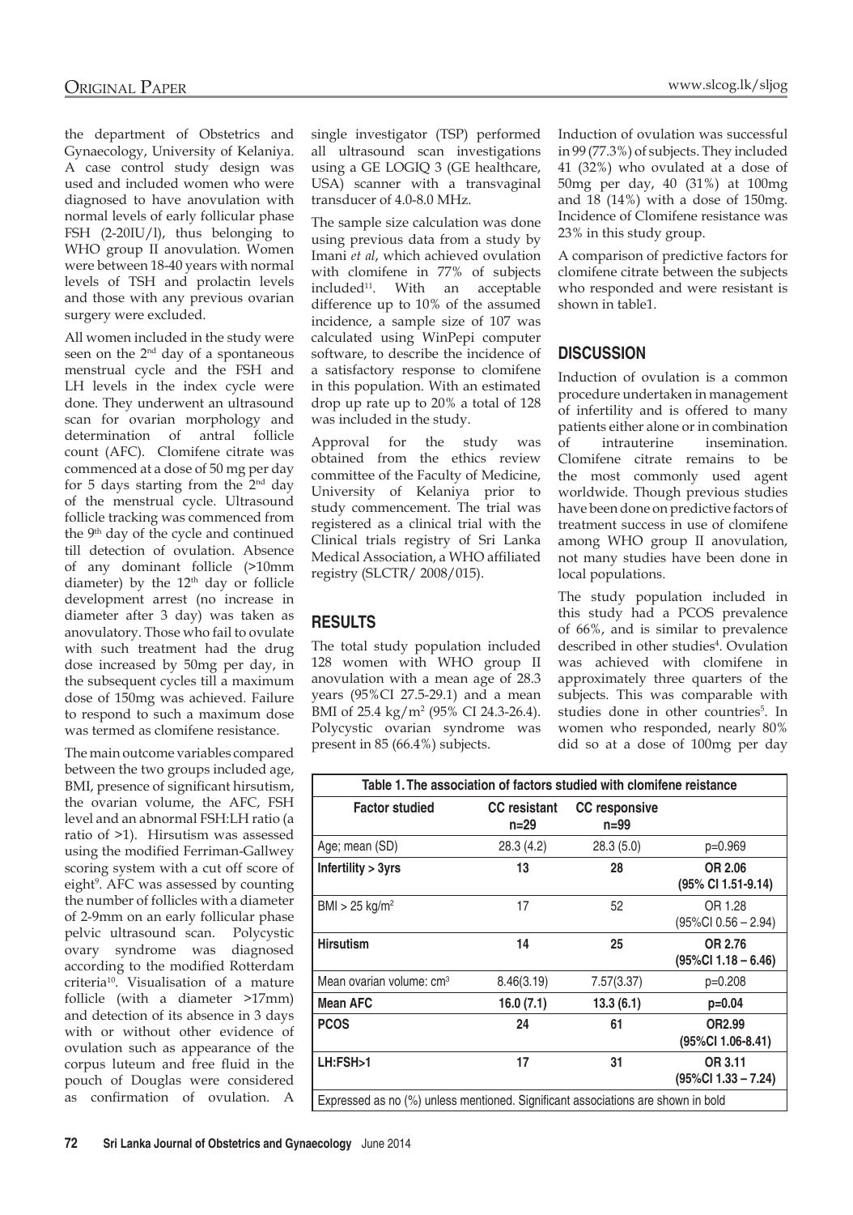the department of Obstetrics and Gynaecology, University of Kelaniya. A case control study design was used and included women who were diagnosed to have anovulation with normal levels of early follicular phase FSH (2-20IU/l), thus belonging to WHO group II anovulation. Women were between 18-40 years with normal levels of TSH and prolactin levels and those with any previous ovarian surgery were excluded.

All women included in the study were seen on the 2[nd] day of a spontaneous menstrual cycle and the FSH and LH levels in the index cycle were done. They underwent an ultrasound scan for ovarian morphology and determination of antral follicle count (AFC). Clomifene citrate was commenced at a dose of 50 mg per day for 5 days starting from the 2[nd] day of the menstrual cycle. Ultrasound follicle tracking was commenced from the 9[th] day of the cycle and continued till detection of ovulation. Absence of any dominant follicle (>10mm diameter) by the 12[th] day or follicle development arrest (no increase in diameter after 3 day) was taken as anovulatory. Those who fail to ovulate with such treatment had the drug dose increased by 50mg per day, in the subsequent cycles till a maximum dose of 150mg was achieved. Failure to respond to such a maximum dose was termed as clomifene resistance.

The main outcome variables compared between the two groups included age, BMI, presence of significant hirsutism, the ovarian volume, the AFC, FSH level and an abnormal FSH:LH ratio (a ratio of >1). Hirsutism was assessed using the modified Ferriman-Gallwey scoring system with a cut off score of eight[9]. AFC was assessed by counting the number of follicles with a diameter of 2-9mm on an early follicular phase pelvic ultrasound scan. Polycystic ovary syndrome was diagnosed according to the modified Rotterdam criteria[10]. Visualisation of a mature follicle (with a diameter >17mm) and detection of its absence in 3 days with or without other evidence of ovulation such as appearance of the corpus luteum and free fluid in the pouch of Douglas were considered as confirmation of ovulation. A single investigator (TSP) performed all ultrasound scan investigations using a GE LOGIQ 3 (GE healthcare, USA) scanner with a transvaginal transducer of 4.0-8.0 MHz.

The sample size calculation was done using previous data from a study by Imani *et al*, which achieved ovulation with clomifene in 77% of subjects included[11]. With an acceptable difference up to 10% of the assumed incidence, a sample size of 107 was calculated using WinPepi computer software, to describe the incidence of a satisfactory response to clomifene in this population. With an estimated drop up rate up to 20% a total of 128 was included in the study.

Approval for the study was obtained from the ethics review committee of the Faculty of Medicine, University of Kelaniya prior to study commencement. The trial was registered as a clinical trial with the Clinical trials registry of Sri Lanka Medical Association, a WHO affiliated registry (SLCTR/ 2008/015).

## RESULTS

The total study population included 128 women with WHO group II anovulation with a mean age of 28.3 years (95%CI 27.5-29.1) and a mean BMI of 25.4 kg/m[2] (95% CI 24.3-26.4). Polycystic ovarian syndrome was present in 85 (66.4%) subjects.

Induction of ovulation was successful in 99 (77.3%) of subjects. They included 41 (32%) who ovulated at a dose of 50mg per day, 40 (31%) at 100mg and 18 (14%) with a dose of 150mg. Incidence of Clomifene resistance was 23% in this study group.

A comparison of predictive factors for clomifene citrate between the subjects who responded and were resistant is shown in table1.

## DISCUSSION

Induction of ovulation is a common procedure undertaken in management of infertility and is offered to many patients either alone or in combination of intrauterine insemination. Clomifene citrate remains to be the most commonly used agent worldwide. Though previous studies have been done on predictive factors of treatment success in use of clomifene among WHO group II anovulation, not many studies have been done in local populations.

The study population included in this study had a PCOS prevalence of 66%, and is similar to prevalence described in other studies[4]. Ovulation was achieved with clomifene in approximately three quarters of the subjects. This was comparable with studies done in other countries[5]. In women who responded, nearly 80% did so at a dose of 100mg per day

**Table 1. The association of factors studied with clomifene resistance**

| Factor studied | CC resistant n=29 | CC responsive n=99 | |
|---|---|---|---|
| Age; mean (SD) | 28.3 (4.2) | 28.3 (5.0) | p=0.969 |
| **Infertility > 3yrs** | **13** | **28** | **OR 2.06 (95% CI 1.51-9.14)** |
| BMI > 25 kg/m$^2$ | 17 | 52 | OR 1.28 (95%CI 0.56 – 2.94) |
| **Hirsutism** | **14** | **25** | **OR 2.76 (95%CI 1.18 – 6.46)** |
| Mean ovarian volume: cm$^3$ | 8.46(3.19) | 7.57(3.37) | p=0.208 |
| **Mean AFC** | **16.0 (7.1)** | **13.3 (6.1)** | **p=0.04** |
| **PCOS** | **24** | **61** | **OR2.99 (95%CI 1.06-8.41)** |
| **LH:FSH>1** | **17** | **31** | **OR 3.11 (95%CI 1.33 – 7.24)** |

Expressed as no (%) unless mentioned. Significant associations are shown in bold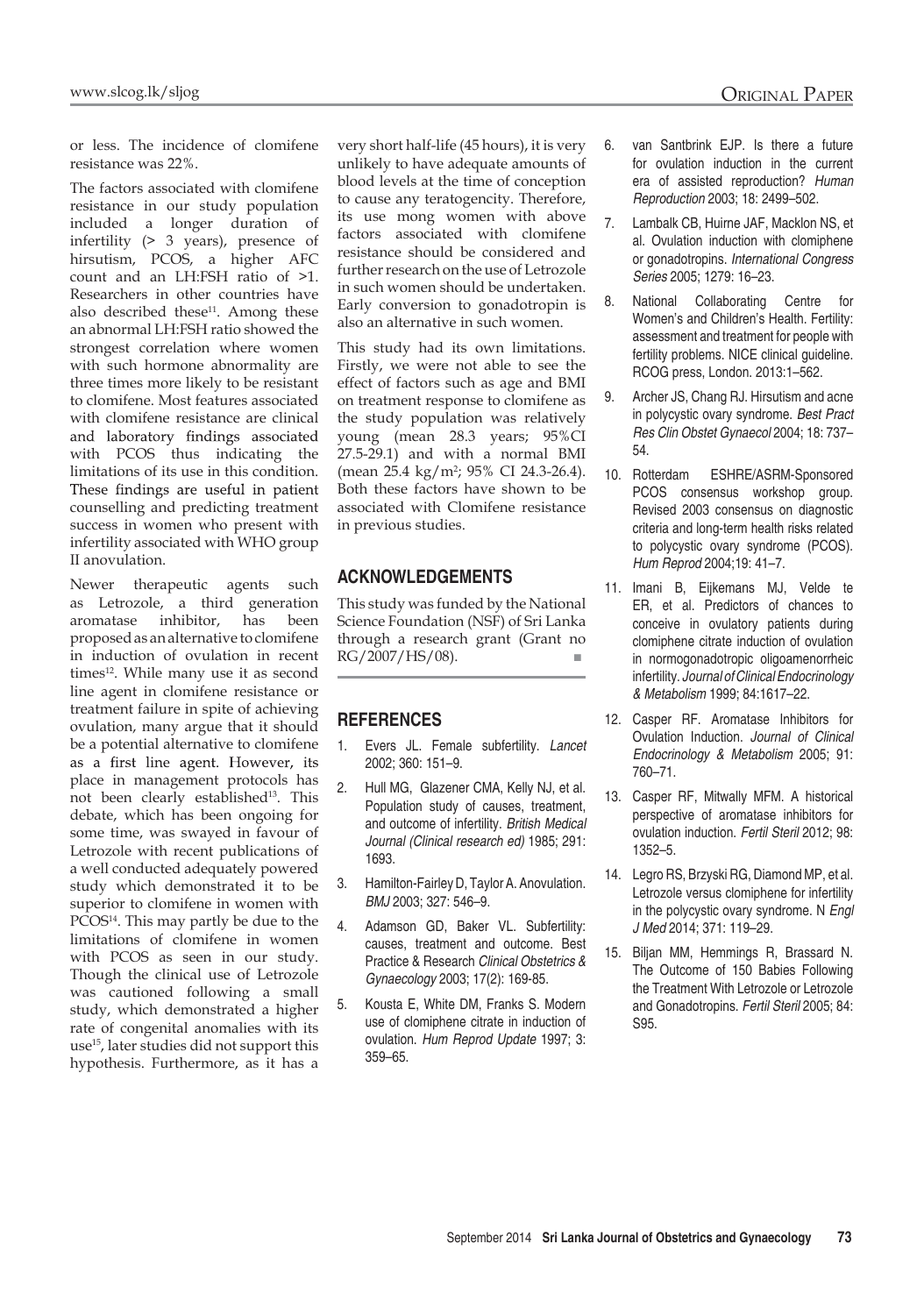or less. The incidence of clomifene resistance was 22%.

The factors associated with clomifene resistance in our study population included a longer duration of infertility (> 3 years), presence of hirsutism, PCOS, a higher AFC count and an LH:FSH ratio of >1. Researchers in other countries have also described these[11]. Among these an abnormal LH:FSH ratio showed the strongest correlation where women with such hormone abnormality are three times more likely to be resistant to clomifene. Most features associated with clomifene resistance are clinical and laboratory findings associated with PCOS thus indicating the limitations of its use in this condition. These findings are useful in patient counselling and predicting treatment success in women who present with infertility associated with WHO group II anovulation.

Newer therapeutic agents such as Letrozole, a third generation aromatase inhibitor, has been proposed as an alternative to clomifene in induction of ovulation in recent times[12]. While many use it as second line agent in clomifene resistance or treatment failure in spite of achieving ovulation, many argue that it should be a potential alternative to clomifene as a first line agent. However, its place in management protocols has not been clearly established[13]. This debate, which has been ongoing for some time, was swayed in favour of Letrozole with recent publications of a well conducted adequately powered study which demonstrated it to be superior to clomifene in women with PCOS[14]. This may partly be due to the limitations of clomifene in women with PCOS as seen in our study. Though the clinical use of Letrozole was cautioned following a small study, which demonstrated a higher rate of congenital anomalies with its use[15], later studies did not support this hypothesis. Furthermore, as it has a very short half-life (45 hours), it is very unlikely to have adequate amounts of blood levels at the time of conception to cause any teratogencity. Therefore, its use mong women with above factors associated with clomifene resistance should be considered and further research on the use of Letrozole in such women should be undertaken. Early conversion to gonadotropin is also an alternative in such women.

This study had its own limitations. Firstly, we were not able to see the effect of factors such as age and BMI on treatment response to clomifene as the study population was relatively young (mean 28.3 years; 95%CI 27.5-29.1) and with a normal BMI (mean 25.4 kg/m$^2$; 95% CI 24.3-26.4). Both these factors have shown to be associated with Clomifene resistance in previous studies.

## ACKNOWLEDGEMENTS

This study was funded by the National Science Foundation (NSF) of Sri Lanka through a research grant (Grant no RG/2007/HS/08).

## REFERENCES

1. Evers JL. Female subfertility. *Lancet* 2002; 360: 151–9.
2. Hull MG, Glazener CMA, Kelly NJ, et al. Population study of causes, treatment, and outcome of infertility. *British Medical Journal (Clinical research ed)* 1985; 291: 1693.
3. Hamilton-Fairley D, Taylor A. Anovulation. *BMJ* 2003; 327: 546–9.
4. Adamson GD, Baker VL. Subfertility: causes, treatment and outcome. Best Practice & Research *Clinical Obstetrics & Gynaecology* 2003; 17(2): 169-85.
5. Kousta E, White DM, Franks S. Modern use of clomiphene citrate in induction of ovulation. *Hum Reprod Update* 1997; 3: 359–65.
6. van Santbrink EJP. Is there a future for ovulation induction in the current era of assisted reproduction? *Human Reproduction* 2003; 18: 2499–502.
7. Lambalk CB, Huirne JAF, Macklon NS, et al. Ovulation induction with clomiphene or gonadotropins. *International Congress Series* 2005; 1279: 16–23.
8. National Collaborating Centre for Women's and Children's Health. Fertility: assessment and treatment for people with fertility problems. NICE clinical guideline. RCOG press, London. 2013:1–562.
9. Archer JS, Chang RJ. Hirsutism and acne in polycystic ovary syndrome. *Best Pract Res Clin Obstet Gynaecol* 2004; 18: 737–54.
10. Rotterdam ESHRE/ASRM-Sponsored PCOS consensus workshop group. Revised 2003 consensus on diagnostic criteria and long-term health risks related to polycystic ovary syndrome (PCOS). *Hum Reprod* 2004;19: 41–7.
11. Imani B, Eijkemans MJ, Velde te ER, et al. Predictors of chances to conceive in ovulatory patients during clomiphene citrate induction of ovulation in normogonadotropic oligoamenorrheic infertility. *Journal of Clinical Endocrinology & Metabolism* 1999; 84:1617–22.
12. Casper RF. Aromatase Inhibitors for Ovulation Induction. *Journal of Clinical Endocrinology & Metabolism* 2005; 91: 760–71.
13. Casper RF, Mitwally MFM. A historical perspective of aromatase inhibitors for ovulation induction. *Fertil Steril* 2012; 98: 1352–5.
14. Legro RS, Brzyski RG, Diamond MP, et al. Letrozole versus clomiphene for infertility in the polycystic ovary syndrome. N *Engl J Med* 2014; 371: 119–29.
15. Biljan MM, Hemmings R, Brassard N. The Outcome of 150 Babies Following the Treatment With Letrozole or Letrozole and Gonadotropins. *Fertil Steril* 2005; 84: S95.